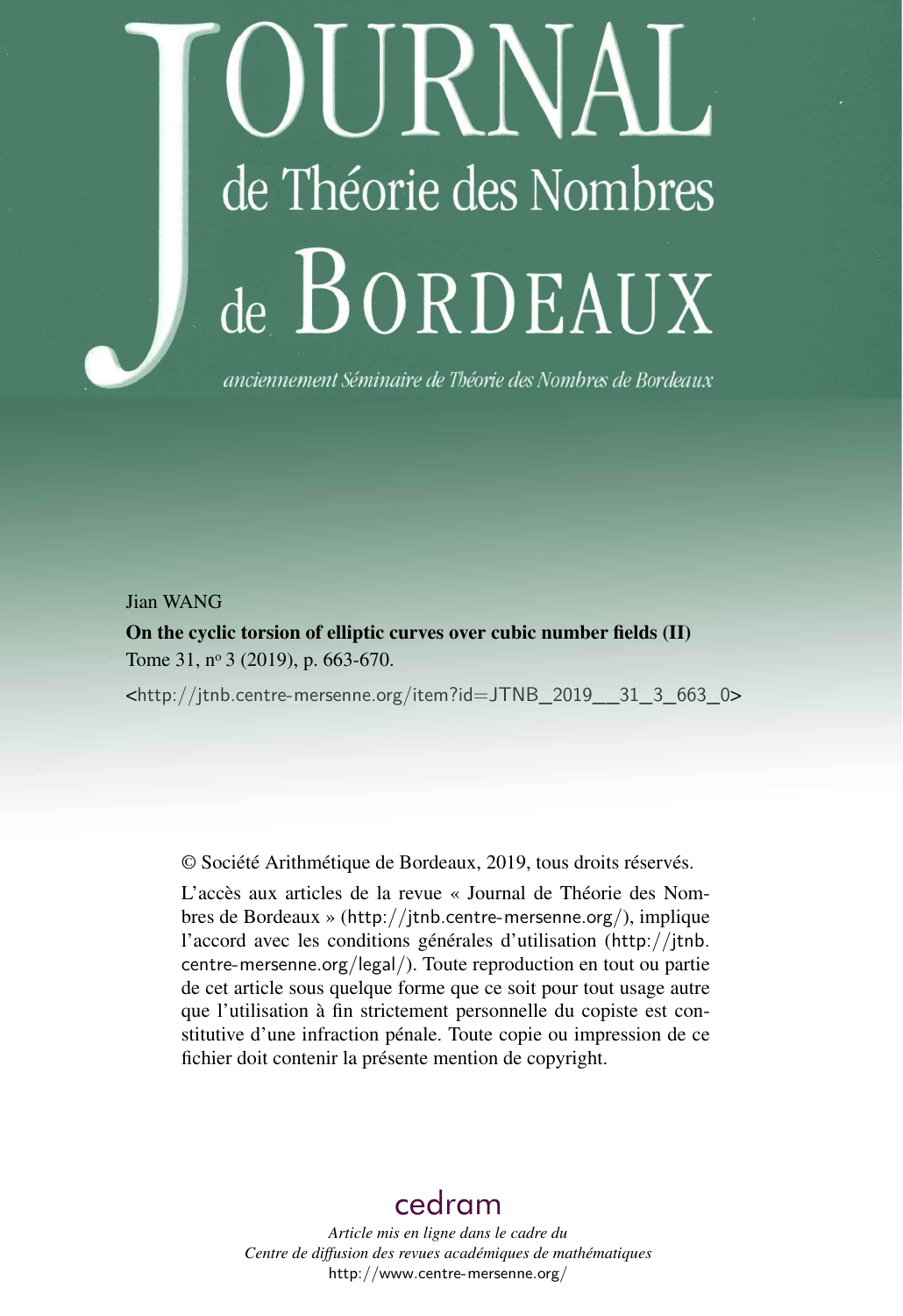# JOURNAL de Théorie des Nombres de BORDEAUX

*anciennement Séminaire de Théorie des Nombres de Bordeaux*

Jian WANG

**On the cyclic torsion of elliptic curves over cubic number fields (II)**

Tome 31, n[o] 3 (2019), p. 663-670.

<http://jtnb.centre-mersenne.org/item?id=JTNB_2019__31_3_663_0>

© Société Arithmétique de Bordeaux, 2019, tous droits réservés.

L'accès aux articles de la revue « Journal de Théorie des Nombres de Bordeaux » (http://jtnb.centre-mersenne.org/), implique l'accord avec les conditions générales d'utilisation (http://jtnb.centre-mersenne.org/legal/). Toute reproduction en tout ou partie de cet article sous quelque forme que ce soit pour tout usage autre que l'utilisation à fin strictement personnelle du copiste est constitutive d'une infraction pénale. Toute copie ou impression de ce fichier doit contenir la présente mention de copyright.

cedram

*Article mis en ligne dans le cadre du*
*Centre de diffusion des revues académiques de mathématiques*
http://www.centre-mersenne.org/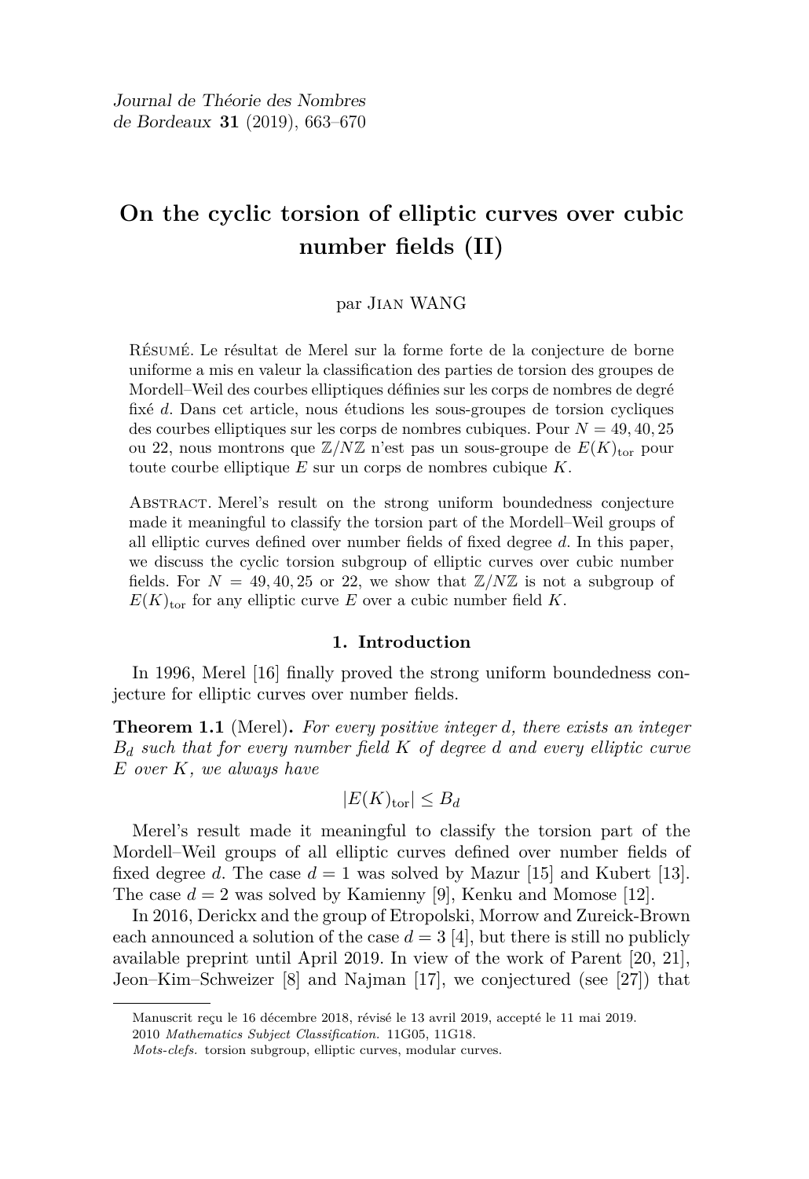Journal de Théorie des Nombres de Bordeaux **31** (2019), 663–670

# On the cyclic torsion of elliptic curves over cubic number fields (II)

par Jian WANG

Résumé. Le résultat de Merel sur la forme forte de la conjecture de borne uniforme a mis en valeur la classification des parties de torsion des groupes de Mordell–Weil des courbes elliptiques définies sur les corps de nombres de degré fixé $d$. Dans cet article, nous étudions les sous-groupes de torsion cycliques des courbes elliptiques sur les corps de nombres cubiques. Pour $N = 49, 40, 25$ ou 22, nous montrons que $\mathbb{Z}/N\mathbb{Z}$ n'est pas un sous-groupe de $E(K)_{\mathrm{tor}}$ pour toute courbe elliptique $E$ sur un corps de nombres cubique $K$.

Abstract. Merel's result on the strong uniform boundedness conjecture made it meaningful to classify the torsion part of the Mordell–Weil groups of all elliptic curves defined over number fields of fixed degree $d$. In this paper, we discuss the cyclic torsion subgroup of elliptic curves over cubic number fields. For $N = 49, 40, 25$ or 22, we show that $\mathbb{Z}/N\mathbb{Z}$ is not a subgroup of $E(K)_{\mathrm{tor}}$ for any elliptic curve $E$ over a cubic number field $K$.

## 1. Introduction

In 1996, Merel [16] finally proved the strong uniform boundedness conjecture for elliptic curves over number fields.

**Theorem 1.1** (Merel)**.** *For every positive integer $d$, there exists an integer $B_d$ such that for every number field $K$ of degree $d$ and every elliptic curve $E$ over $K$, we always have*

$$|E(K)_{\mathrm{tor}}| \leq B_d$$

Merel's result made it meaningful to classify the torsion part of the Mordell–Weil groups of all elliptic curves defined over number fields of fixed degree $d$. The case $d = 1$ was solved by Mazur [15] and Kubert [13]. The case $d = 2$ was solved by Kamienny [9], Kenku and Momose [12].

In 2016, Derickx and the group of Etropolski, Morrow and Zureick-Brown each announced a solution of the case $d = 3$ [4], but there is still no publicly available preprint until April 2019. In view of the work of Parent [20, 21], Jeon–Kim–Schweizer [8] and Najman [17], we conjectured (see [27]) that

Manuscrit reçu le 16 décembre 2018, révisé le 13 avril 2019, accepté le 11 mai 2019.

2010 *Mathematics Subject Classification.* 11G05, 11G18.

*Mots-clefs.* torsion subgroup, elliptic curves, modular curves.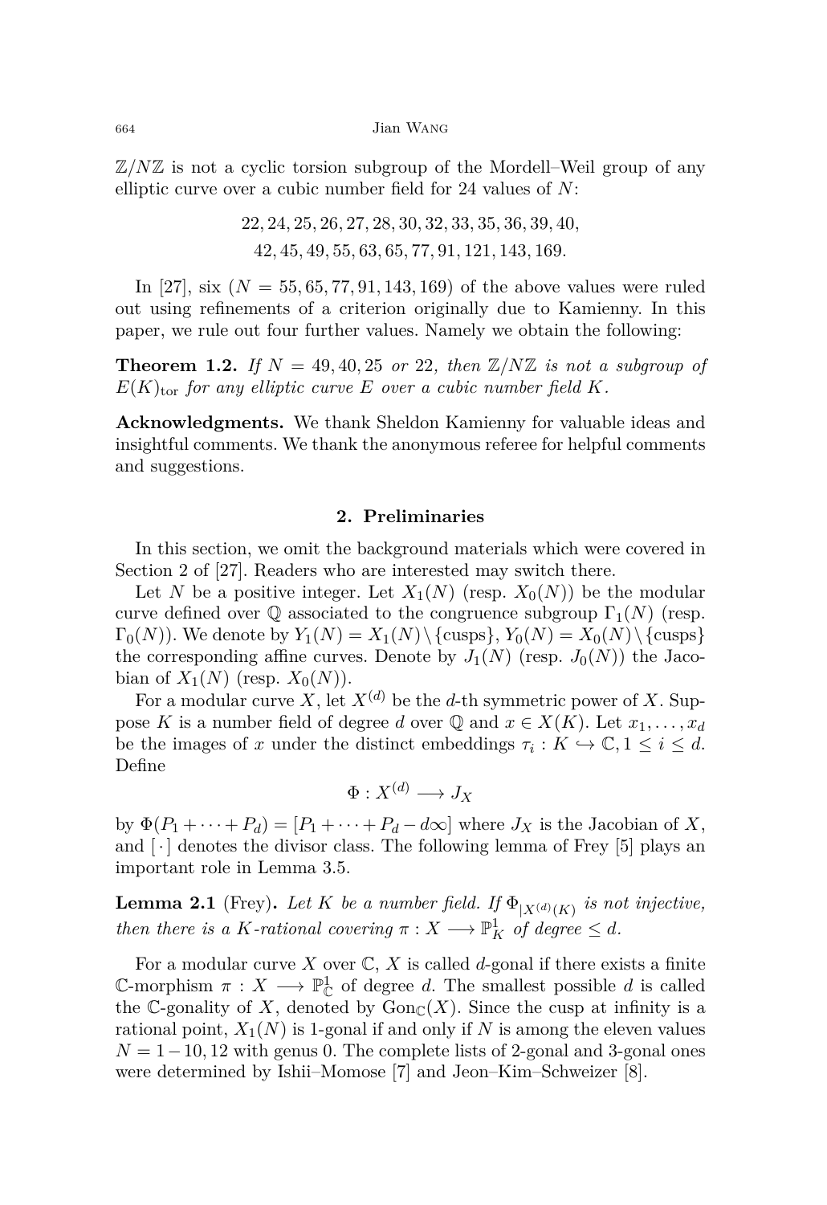$\mathbb{Z}/N\mathbb{Z}$ is not a cyclic torsion subgroup of the Mordell–Weil group of any elliptic curve over a cubic number field for 24 values of $N$:

$$22, 24, 25, 26, 27, 28, 30, 32, 33, 35, 36, 39, 40,$$
$$42, 45, 49, 55, 63, 65, 77, 91, 121, 143, 169.$$

In [27], six ($N = 55, 65, 77, 91, 143, 169$) of the above values were ruled out using refinements of a criterion originally due to Kamienny. In this paper, we rule out four further values. Namely we obtain the following:

**Theorem 1.2.** *If $N = 49, 40, 25$ or $22$, then $\mathbb{Z}/N\mathbb{Z}$ is not a subgroup of $E(K)_{\text{tor}}$ for any elliptic curve $E$ over a cubic number field $K$.*

**Acknowledgments.** We thank Sheldon Kamienny for valuable ideas and insightful comments. We thank the anonymous referee for helpful comments and suggestions.

## 2. Preliminaries

In this section, we omit the background materials which were covered in Section 2 of [27]. Readers who are interested may switch there.

Let $N$ be a positive integer. Let $X_1(N)$ (resp. $X_0(N)$) be the modular curve defined over $\mathbb{Q}$ associated to the congruence subgroup $\Gamma_1(N)$ (resp. $\Gamma_0(N)$). We denote by $Y_1(N) = X_1(N) \setminus \{\text{cusps}\}$, $Y_0(N) = X_0(N) \setminus \{\text{cusps}\}$ the corresponding affine curves. Denote by $J_1(N)$ (resp. $J_0(N)$) the Jacobian of $X_1(N)$ (resp. $X_0(N)$).

For a modular curve $X$, let $X^{(d)}$ be the $d$-th symmetric power of $X$. Suppose $K$ is a number field of degree $d$ over $\mathbb{Q}$ and $x \in X(K)$. Let $x_1, \ldots, x_d$ be the images of $x$ under the distinct embeddings $\tau_i : K \hookrightarrow \mathbb{C}, 1 \leq i \leq d$. Define

$$\Phi : X^{(d)} \longrightarrow J_X$$

by $\Phi(P_1 + \cdots + P_d) = [P_1 + \cdots + P_d - d\infty]$ where $J_X$ is the Jacobian of $X$, and $[\cdot]$ denotes the divisor class. The following lemma of Frey [5] plays an important role in Lemma 3.5.

**Lemma 2.1** (Frey). *Let $K$ be a number field. If $\Phi_{|X^{(d)}(K)}$ is not injective, then there is a $K$-rational covering $\pi : X \longrightarrow \mathbb{P}^1_K$ of degree $\leq d$.*

For a modular curve $X$ over $\mathbb{C}$, $X$ is called $d$-gonal if there exists a finite $\mathbb{C}$-morphism $\pi : X \longrightarrow \mathbb{P}^1_{\mathbb{C}}$ of degree $d$. The smallest possible $d$ is called the $\mathbb{C}$-gonality of $X$, denoted by $\text{Gon}_{\mathbb{C}}(X)$. Since the cusp at infinity is a rational point, $X_1(N)$ is 1-gonal if and only if $N$ is among the eleven values $N = 1-10, 12$ with genus 0. The complete lists of 2-gonal and 3-gonal ones were determined by Ishii–Momose [7] and Jeon–Kim–Schweizer [8].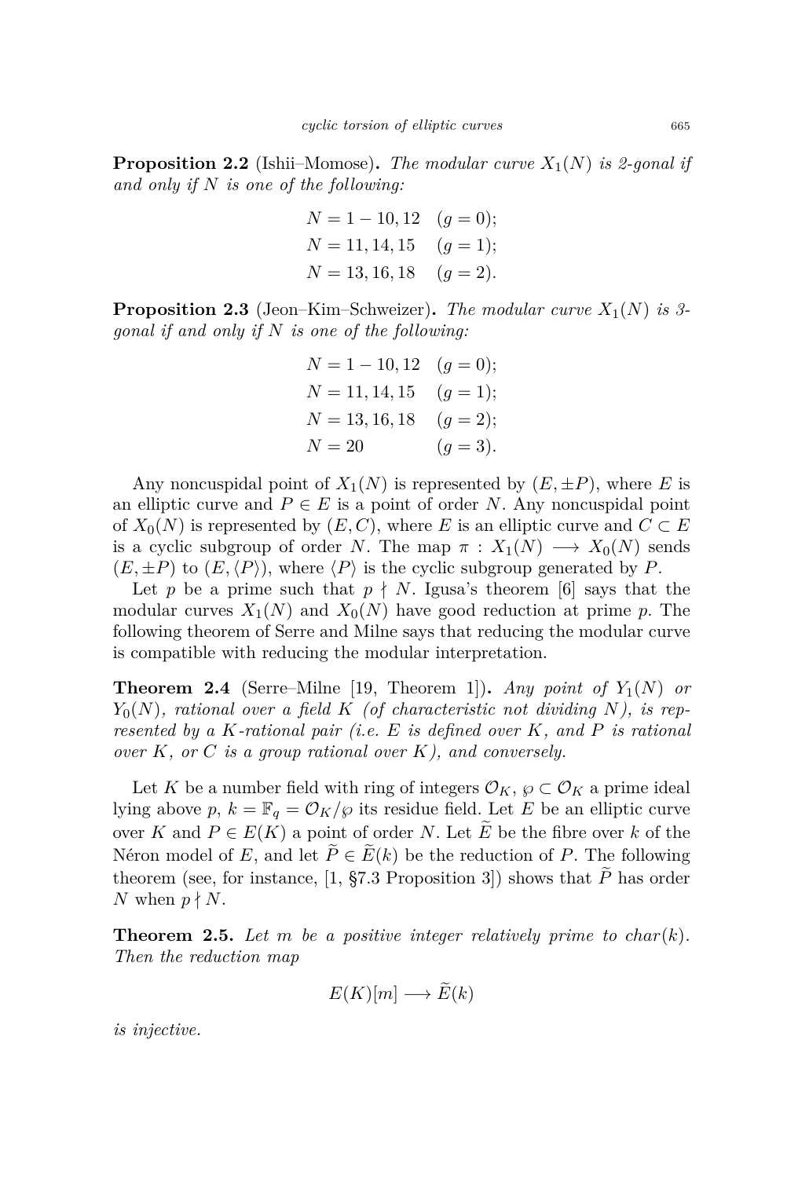**Proposition 2.2** (Ishii–Momose)**.** *The modular curve $X_1(N)$ is 2-gonal if and only if $N$ is one of the following:*

$$
\begin{aligned}
&N = 1-10, 12 \quad (g=0);\\
&N = 11, 14, 15 \quad (g=1);\\
&N = 13, 16, 18 \quad (g=2).
\end{aligned}
$$

**Proposition 2.3** (Jeon–Kim–Schweizer)**.** *The modular curve $X_1(N)$ is 3-gonal if and only if $N$ is one of the following:*

$$
\begin{aligned}
&N = 1-10, 12 \quad (g=0);\\
&N = 11, 14, 15 \quad (g=1);\\
&N = 13, 16, 18 \quad (g=2);\\
&N = 20 \quad (g=3).
\end{aligned}
$$

Any noncuspidal point of $X_1(N)$ is represented by $(E, \pm P)$, where $E$ is an elliptic curve and $P \in E$ is a point of order $N$. Any noncuspidal point of $X_0(N)$ is represented by $(E, C)$, where $E$ is an elliptic curve and $C \subset E$ is a cyclic subgroup of order $N$. The map $\pi : X_1(N) \longrightarrow X_0(N)$ sends $(E, \pm P)$ to $(E, \langle P \rangle)$, where $\langle P \rangle$ is the cyclic subgroup generated by $P$.

Let $p$ be a prime such that $p \nmid N$. Igusa's theorem [6] says that the modular curves $X_1(N)$ and $X_0(N)$ have good reduction at prime $p$. The following theorem of Serre and Milne says that reducing the modular curve is compatible with reducing the modular interpretation.

**Theorem 2.4** (Serre–Milne [19, Theorem 1])**.** *Any point of $Y_1(N)$ or $Y_0(N)$, rational over a field $K$ (of characteristic not dividing $N$), is represented by a $K$-rational pair (i.e. $E$ is defined over $K$, and $P$ is rational over $K$, or $C$ is a group rational over $K$), and conversely.*

Let $K$ be a number field with ring of integers $\mathcal{O}_K$, $\wp \subset \mathcal{O}_K$ a prime ideal lying above $p$, $k = \mathbb{F}_q = \mathcal{O}_K/\wp$ its residue field. Let $E$ be an elliptic curve over $K$ and $P \in E(K)$ a point of order $N$. Let $\widetilde{E}$ be the fibre over $k$ of the Néron model of $E$, and let $\widetilde{P} \in \widetilde{E}(k)$ be the reduction of $P$. The following theorem (see, for instance, [1, §7.3 Proposition 3]) shows that $\widetilde{P}$ has order $N$ when $p \nmid N$.

**Theorem 2.5.** *Let $m$ be a positive integer relatively prime to $char(k)$. Then the reduction map*

$$
E(K)[m] \longrightarrow \widetilde{E}(k)
$$

*is injective.*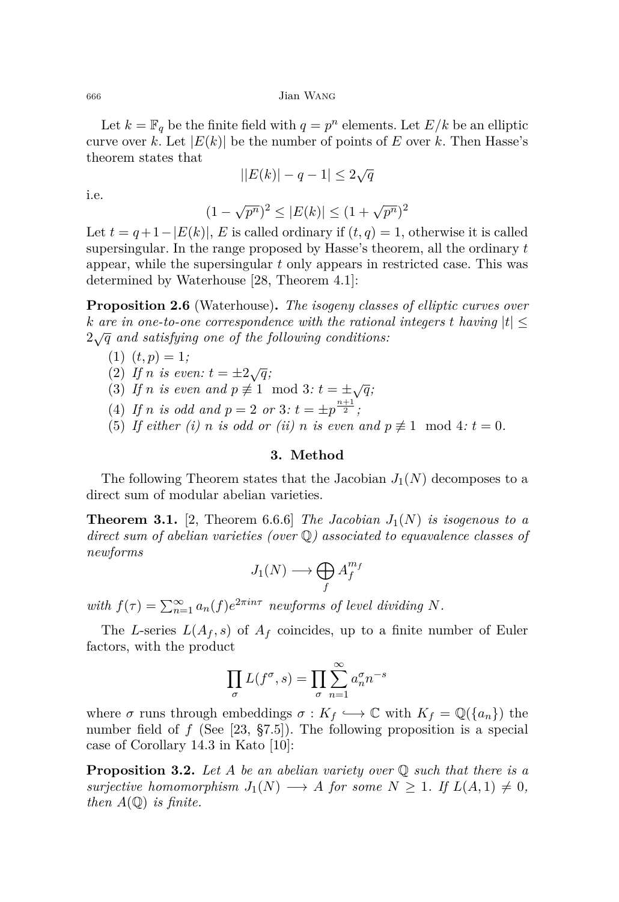Let $k = \mathbb{F}_q$ be the finite field with $q = p^n$ elements. Let $E/k$ be an elliptic curve over $k$. Let $|E(k)|$ be the number of points of $E$ over $k$. Then Hasse's theorem states that

$$||E(k)| - q - 1| \leq 2\sqrt{q}$$

i.e.

$$(1 - \sqrt{p^n})^2 \leq |E(k)| \leq (1 + \sqrt{p^n})^2$$

Let $t = q + 1 - |E(k)|$, $E$ is called ordinary if $(t, q) = 1$, otherwise it is called supersingular. In the range proposed by Hasse's theorem, all the ordinary $t$ appear, while the supersingular $t$ only appears in restricted case. This was determined by Waterhouse [28, Theorem 4.1]:

**Proposition 2.6** (Waterhouse)**.** *The isogeny classes of elliptic curves over $k$ are in one-to-one correspondence with the rational integers $t$ having $|t| \leq 2\sqrt{q}$ and satisfying one of the following conditions:*

(1) $(t, p) = 1$*;*
(2) *If $n$ is even: $t = \pm 2\sqrt{q}$;*
(3) *If $n$ is even and $p \not\equiv 1 \mod 3$: $t = \pm\sqrt{q}$;*
(4) *If $n$ is odd and $p = 2$ or $3$: $t = \pm p^{\frac{n+1}{2}}$;*
(5) *If either (i) $n$ is odd or (ii) $n$ is even and $p \not\equiv 1 \mod 4$: $t = 0$.*

## 3. Method

The following Theorem states that the Jacobian $J_1(N)$ decomposes to a direct sum of modular abelian varieties.

**Theorem 3.1.** [2, Theorem 6.6.6] *The Jacobian $J_1(N)$ is isogenous to a direct sum of abelian varieties (over $\mathbb{Q}$) associated to equavalence classes of newforms*

$$J_1(N) \longrightarrow \bigoplus_f A_f^{m_f}$$

*with $f(\tau) = \sum_{n=1}^{\infty} a_n(f)e^{2\pi i n\tau}$ newforms of level dividing $N$.*

The $L$-series $L(A_f, s)$ of $A_f$ coincides, up to a finite number of Euler factors, with the product

$$\prod_\sigma L(f^\sigma, s) = \prod_\sigma \sum_{n=1}^{\infty} a_n^\sigma n^{-s}$$

where $\sigma$ runs through embeddings $\sigma : K_f \hookrightarrow \mathbb{C}$ with $K_f = \mathbb{Q}(\{a_n\})$ the number field of $f$ (See [23, §7.5]). The following proposition is a special case of Corollary 14.3 in Kato [10]:

**Proposition 3.2.** *Let $A$ be an abelian variety over $\mathbb{Q}$ such that there is a surjective homomorphism $J_1(N) \longrightarrow A$ for some $N \geq 1$. If $L(A, 1) \neq 0$, then $A(\mathbb{Q})$ is finite.*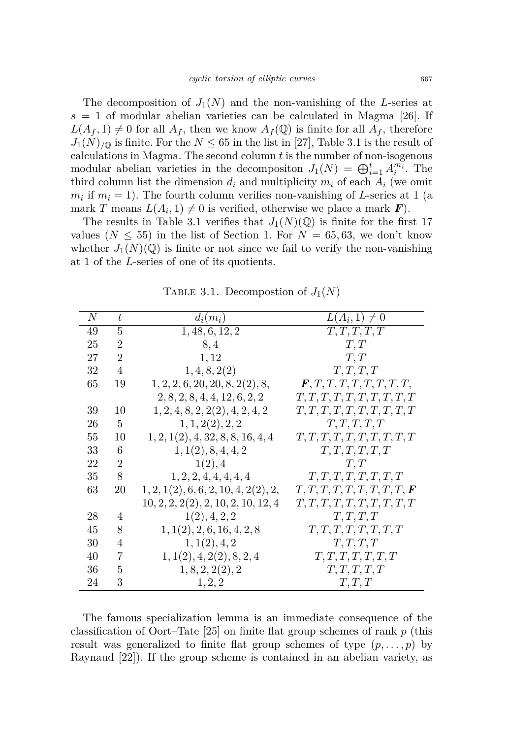The decomposition of $J_1(N)$ and the non-vanishing of the $L$-series at $s = 1$ of modular abelian varieties can be calculated in Magma [26]. If $L(A_f, 1) \neq 0$ for all $A_f$, then we know $A_f(\mathbb{Q})$ is finite for all $A_f$, therefore $J_1(N)_{/\mathbb{Q}}$ is finite. For the $N \leq 65$ in the list in [27], Table 3.1 is the result of calculations in Magma. The second column $t$ is the number of non-isogenous modular abelian varieties in the decompositon $J_1(N) = \bigoplus_{i=1}^{t} A_i^{m_i}$. The third column list the dimension $d_i$ and multiplicity $m_i$ of each $A_i$ (we omit $m_i$ if $m_i = 1$). The fourth column verifies non-vanishing of $L$-series at 1 (a mark $T$ means $L(A_i, 1) \neq 0$ is verified, otherwise we place a mark $\boldsymbol{F}$).

The results in Table 3.1 verifies that $J_1(N)(\mathbb{Q})$ is finite for the first 17 values ($N \leq 55$) in the list of Section 1. For $N = 65, 63$, we don't know whether $J_1(N)(\mathbb{Q})$ is finite or not since we fail to verify the non-vanishing at 1 of the $L$-series of one of its quotients.

Table 3.1. Decompostion of $J_1(N)$

| $N$ | $t$ | $d_i(m_i)$ | $L(A_i, 1) \neq 0$ |
|---|---|---|---|
| 49 | 5 | $1, 48, 6, 12, 2$ | $T, T, T, T, T$ |
| 25 | 2 | $8, 4$ | $T, T$ |
| 27 | 2 | $1, 12$ | $T, T$ |
| 32 | 4 | $1, 4, 8, 2(2)$ | $T, T, T, T$ |
| 65 | 19 | $1, 2, 2, 6, 20, 20, 8, 2(2), 8,$ $2, 8, 2, 8, 4, 4, 12, 6, 2, 2$ | $\boldsymbol{F}, T, T, T, T, T, T, T, T,$ $T, T, T, T, T, T, T, T, T, T$ |
| 39 | 10 | $1, 2, 4, 8, 2, 2(2), 4, 2, 4, 2$ | $T, T, T, T, T, T, T, T, T, T$ |
| 26 | 5 | $1, 1, 2(2), 2, 2$ | $T, T, T, T, T$ |
| 55 | 10 | $1, 2, 1(2), 4, 32, 8, 8, 16, 4, 4$ | $T, T, T, T, T, T, T, T, T, T$ |
| 33 | 6 | $1, 1(2), 8, 4, 4, 2$ | $T, T, T, T, T, T$ |
| 22 | 2 | $1(2), 4$ | $T, T$ |
| 35 | 8 | $1, 2, 2, 4, 4, 4, 4, 4$ | $T, T, T, T, T, T, T, T$ |
| 63 | 20 | $1, 2, 1(2), 6, 6, 2, 10, 4, 2(2), 2,$ $10, 2, 2, 2(2), 2, 10, 2, 10, 12, 4$ | $T, T, T, T, T, T, T, T, T, \boldsymbol{F}$ $T, T, T, T, T, T, T, T, T, T$ |
| 28 | 4 | $1(2), 4, 2, 2$ | $T, T, T, T$ |
| 45 | 8 | $1, 1(2), 2, 6, 16, 4, 2, 8$ | $T, T, T, T, T, T, T, T$ |
| 30 | 4 | $1, 1(2), 4, 2$ | $T, T, T, T$ |
| 40 | 7 | $1, 1(2), 4, 2(2), 8, 2, 4$ | $T, T, T, T, T, T, T$ |
| 36 | 5 | $1, 8, 2, 2(2), 2$ | $T, T, T, T, T$ |
| 24 | 3 | $1, 2, 2$ | $T, T, T$ |

The famous specialization lemma is an immediate consequence of the classification of Oort–Tate [25] on finite flat group schemes of rank $p$ (this result was generalized to finite flat group schemes of type $(p, \ldots, p)$ by Raynaud [22]). If the group scheme is contained in an abelian variety, as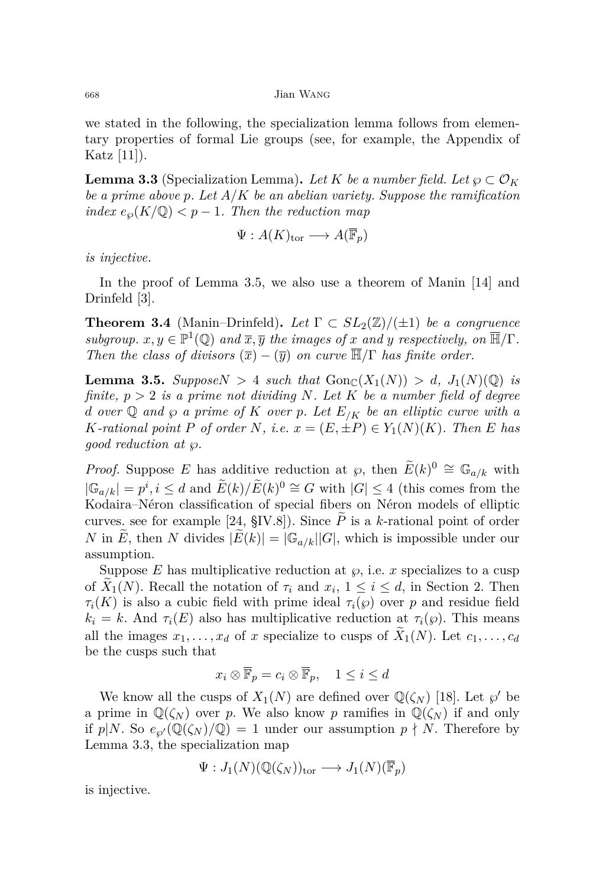we stated in the following, the specialization lemma follows from elementary properties of formal Lie groups (see, for example, the Appendix of Katz [11]).

**Lemma 3.3** (Specialization Lemma)**.** *Let $K$ be a number field. Let $\wp \subset \mathcal{O}_K$ be a prime above $p$. Let $A/K$ be an abelian variety. Suppose the ramification index $e_\wp(K/\mathbb{Q}) < p-1$. Then the reduction map*

$$\Psi : A(K)_{\mathrm{tor}} \longrightarrow A(\overline{\mathbb{F}}_p)$$

*is injective.*

In the proof of Lemma 3.5, we also use a theorem of Manin [14] and Drinfeld [3].

**Theorem 3.4** (Manin–Drinfeld)**.** *Let $\Gamma \subset SL_2(\mathbb{Z})/(\pm 1)$ be a congruence subgroup. $x, y \in \mathbb{P}^1(\mathbb{Q})$ and $\overline{x}, \overline{y}$ the images of $x$ and $y$ respectively, on $\overline{\mathbb{H}}/\Gamma$. Then the class of divisors $(\overline{x}) - (\overline{y})$ on curve $\overline{\mathbb{H}}/\Gamma$ has finite order.*

**Lemma 3.5.** *Suppose $N > 4$ such that $\mathrm{Gon}_{\mathbb{C}}(X_1(N)) > d$, $J_1(N)(\mathbb{Q})$ is finite, $p > 2$ is a prime not dividing $N$. Let $K$ be a number field of degree $d$ over $\mathbb{Q}$ and $\wp$ a prime of $K$ over $p$. Let $E_{/K}$ be an elliptic curve with a $K$-rational point $P$ of order $N$, i.e. $x = (E, \pm P) \in Y_1(N)(K)$. Then $E$ has good reduction at $\wp$.*

*Proof.* Suppose $E$ has additive reduction at $\wp$, then $\widetilde{E}(k)^0 \cong \mathbb{G}_{a/k}$ with $|\mathbb{G}_{a/k}| = p^i, i \leq d$ and $\widetilde{E}(k)/\widetilde{E}(k)^0 \cong G$ with $|G| \leq 4$ (this comes from the Kodaira–Néron classification of special fibers on Néron models of elliptic curves. see for example [24, §IV.8]). Since $\widetilde{P}$ is a $k$-rational point of order $N$ in $\widetilde{E}$, then $N$ divides $|\widetilde{E}(k)| = |\mathbb{G}_{a/k}||G|$, which is impossible under our assumption.

Suppose $E$ has multiplicative reduction at $\wp$, i.e. $x$ specializes to a cusp of $\widetilde{X}_1(N)$. Recall the notation of $\tau_i$ and $x_i$, $1 \leq i \leq d$, in Section 2. Then $\tau_i(K)$ is also a cubic field with prime ideal $\tau_i(\wp)$ over $p$ and residue field $k_i = k$. And $\tau_i(E)$ also has multiplicative reduction at $\tau_i(\wp)$. This means all the images $x_1, \ldots, x_d$ of $x$ specialize to cusps of $\widetilde{X}_1(N)$. Let $c_1, \ldots, c_d$ be the cusps such that

$$x_i \otimes \overline{\mathbb{F}}_p = c_i \otimes \overline{\mathbb{F}}_p, \quad 1 \leq i \leq d$$

We know all the cusps of $X_1(N)$ are defined over $\mathbb{Q}(\zeta_N)$ [18]. Let $\wp'$ be a prime in $\mathbb{Q}(\zeta_N)$ over $p$. We also know $p$ ramifies in $\mathbb{Q}(\zeta_N)$ if and only if $p|N$. So $e_{\wp'}(\mathbb{Q}(\zeta_N)/\mathbb{Q}) = 1$ under our assumption $p \nmid N$. Therefore by Lemma 3.3, the specialization map

$$\Psi : J_1(N)(\mathbb{Q}(\zeta_N))_{\mathrm{tor}} \longrightarrow J_1(N)(\overline{\mathbb{F}}_p)$$

is injective.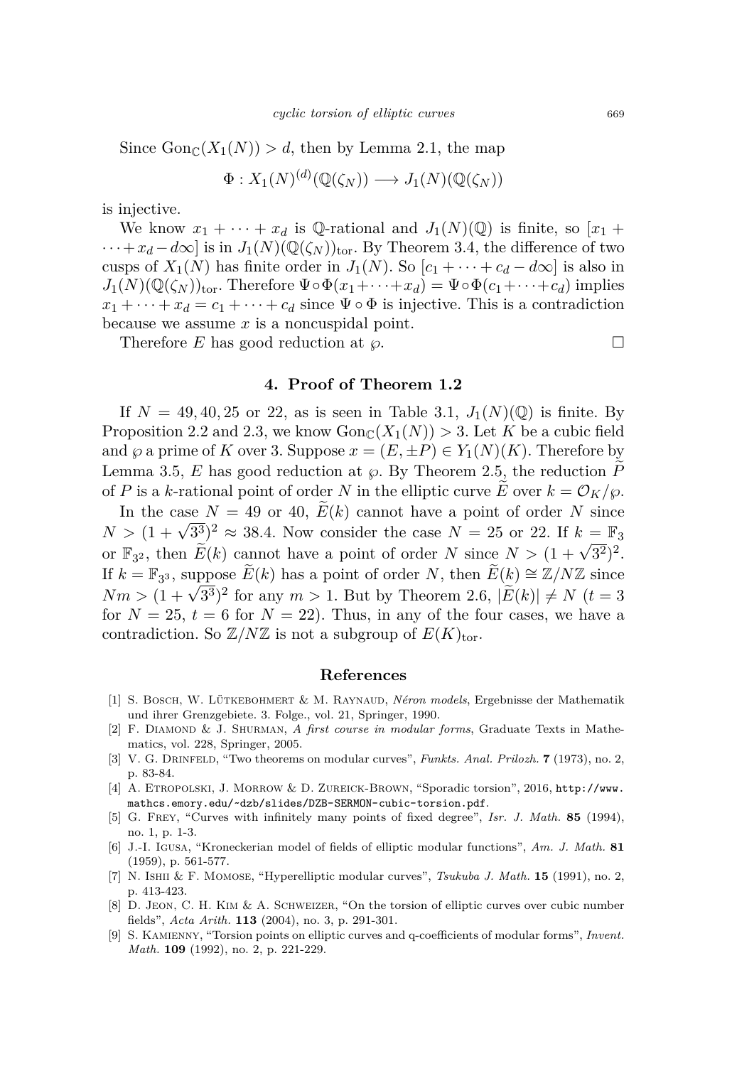Since $\mathrm{Gon}_{\mathbb{C}}(X_1(N)) > d$, then by Lemma 2.1, the map

$$\Phi : X_1(N)^{(d)}(\mathbb{Q}(\zeta_N)) \longrightarrow J_1(N)(\mathbb{Q}(\zeta_N))$$

is injective.

We know $x_1 + \cdots + x_d$ is $\mathbb{Q}$-rational and $J_1(N)(\mathbb{Q})$ is finite, so $[x_1 + \cdots + x_d - d\infty]$ is in $J_1(N)(\mathbb{Q}(\zeta_N))_{\mathrm{tor}}$. By Theorem 3.4, the difference of two cusps of $X_1(N)$ has finite order in $J_1(N)$. So $[c_1 + \cdots + c_d - d\infty]$ is also in $J_1(N)(\mathbb{Q}(\zeta_N))_{\mathrm{tor}}$. Therefore $\Psi \circ \Phi(x_1 + \cdots + x_d) = \Psi \circ \Phi(c_1 + \cdots + c_d)$ implies $x_1 + \cdots + x_d = c_1 + \cdots + c_d$ since $\Psi \circ \Phi$ is injective. This is a contradiction because we assume $x$ is a noncuspidal point.

Therefore $E$ has good reduction at $\wp$. □

## 4. Proof of Theorem 1.2

If $N = 49, 40, 25$ or $22$, as is seen in Table 3.1, $J_1(N)(\mathbb{Q})$ is finite. By Proposition 2.2 and 2.3, we know $\mathrm{Gon}_{\mathbb{C}}(X_1(N)) > 3$. Let $K$ be a cubic field and $\wp$ a prime of $K$ over 3. Suppose $x = (E, \pm P) \in Y_1(N)(K)$. Therefore by Lemma 3.5, $E$ has good reduction at $\wp$. By Theorem 2.5, the reduction $\widetilde{P}$ of $P$ is a $k$-rational point of order $N$ in the elliptic curve $\widetilde{E}$ over $k = \mathcal{O}_K/\wp$.

In the case $N = 49$ or $40$, $\widetilde{E}(k)$ cannot have a point of order $N$ since $N > (1 + \sqrt{3^3})^2 \approx 38.4$. Now consider the case $N = 25$ or $22$. If $k = \mathbb{F}_3$ or $\mathbb{F}_{3^2}$, then $\widetilde{E}(k)$ cannot have a point of order $N$ since $N > (1 + \sqrt{3^2})^2$. If $k = \mathbb{F}_{3^3}$, suppose $\widetilde{E}(k)$ has a point of order $N$, then $\widetilde{E}(k) \cong \mathbb{Z}/N\mathbb{Z}$ since $Nm > (1 + \sqrt{3^3})^2$ for any $m > 1$. But by Theorem 2.6, $|\widetilde{E}(k)| \neq N$ ($t = 3$ for $N = 25$, $t = 6$ for $N = 22$). Thus, in any of the four cases, we have a contradiction. So $\mathbb{Z}/N\mathbb{Z}$ is not a subgroup of $E(K)_{\mathrm{tor}}$.

## References

[1] S. Bosch, W. Lütkebohmert & M. Raynaud, *Néron models*, Ergebnisse der Mathematik und ihrer Grenzgebiete. 3. Folge., vol. 21, Springer, 1990.

[2] F. Diamond & J. Shurman, *A first course in modular forms*, Graduate Texts in Mathematics, vol. 228, Springer, 2005.

[3] V. G. Drinfeld, "Two theorems on modular curves", *Funkts. Anal. Prilozh.* **7** (1973), no. 2, p. 83-84.

[4] A. Etropolski, J. Morrow & D. Zureick-Brown, "Sporadic torsion", 2016, http://www.mathcs.emory.edu/~dzb/slides/DZB-SERMON-cubic-torsion.pdf.

[5] G. Frey, "Curves with infinitely many points of fixed degree", *Isr. J. Math.* **85** (1994), no. 1, p. 1-3.

[6] J.-I. Igusa, "Kroneckerian model of fields of elliptic modular functions", *Am. J. Math.* **81** (1959), p. 561-577.

[7] N. Ishii & F. Momose, "Hyperelliptic modular curves", *Tsukuba J. Math.* **15** (1991), no. 2, p. 413-423.

[8] D. Jeon, C. H. Kim & A. Schweizer, "On the torsion of elliptic curves over cubic number fields", *Acta Arith.* **113** (2004), no. 3, p. 291-301.

[9] S. Kamienny, "Torsion points on elliptic curves and q-coefficients of modular forms", *Invent. Math.* **109** (1992), no. 2, p. 221-229.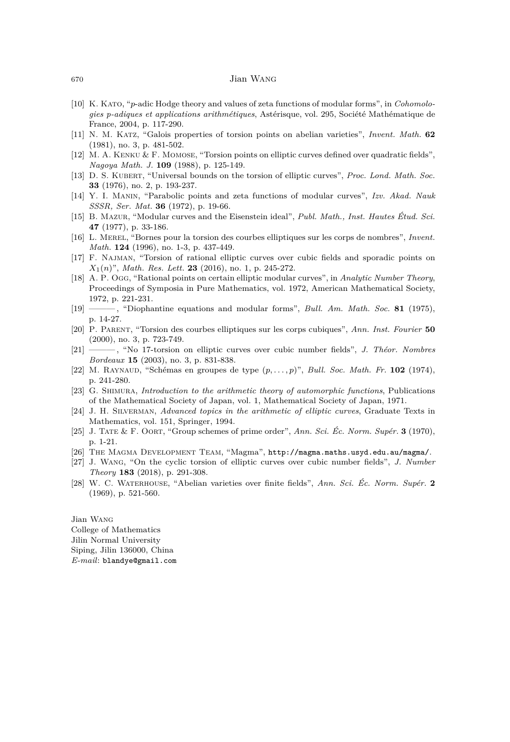[10] K. Kato, “$p$-adic Hodge theory and values of zeta functions of modular forms”, in *Cohomologies p-adiques et applications arithmétiques*, Astérisque, vol. 295, Société Mathématique de France, 2004, p. 117-290.

[11] N. M. Katz, “Galois properties of torsion points on abelian varieties”, *Invent. Math.* **62** (1981), no. 3, p. 481-502.

[12] M. A. Kenku & F. Momose, “Torsion points on elliptic curves defined over quadratic fields”, *Nagoya Math. J.* **109** (1988), p. 125-149.

[13] D. S. Kubert, “Universal bounds on the torsion of elliptic curves”, *Proc. Lond. Math. Soc.* **33** (1976), no. 2, p. 193-237.

[14] Y. I. Manin, “Parabolic points and zeta functions of modular curves”, *Izv. Akad. Nauk SSSR, Ser. Mat.* **36** (1972), p. 19-66.

[15] B. Mazur, “Modular curves and the Eisenstein ideal”, *Publ. Math., Inst. Hautes Étud. Sci.* **47** (1977), p. 33-186.

[16] L. Merel, “Bornes pour la torsion des courbes elliptiques sur les corps de nombres”, *Invent. Math.* **124** (1996), no. 1-3, p. 437-449.

[17] F. Najman, “Torsion of rational elliptic curves over cubic fields and sporadic points on $X_1(n)$”, *Math. Res. Lett.* **23** (2016), no. 1, p. 245-272.

[18] A. P. Ogg, “Rational points on certain elliptic modular curves”, in *Analytic Number Theory*, Proceedings of Symposia in Pure Mathematics, vol. 1972, American Mathematical Society, 1972, p. 221-231.

[19] ———, “Diophantine equations and modular forms”, *Bull. Am. Math. Soc.* **81** (1975), p. 14-27.

[20] P. Parent, “Torsion des courbes elliptiques sur les corps cubiques”, *Ann. Inst. Fourier* **50** (2000), no. 3, p. 723-749.

[21] ———, “No 17-torsion on elliptic curves over cubic number fields”, *J. Théor. Nombres Bordeaux* **15** (2003), no. 3, p. 831-838.

[22] M. Raynaud, “Schémas en groupes de type $(p, \dots, p)$”, *Bull. Soc. Math. Fr.* **102** (1974), p. 241-280.

[23] G. Shimura, *Introduction to the arithmetic theory of automorphic functions*, Publications of the Mathematical Society of Japan, vol. 1, Mathematical Society of Japan, 1971.

[24] J. H. Silverman, *Advanced topics in the arithmetic of elliptic curves*, Graduate Texts in Mathematics, vol. 151, Springer, 1994.

[25] J. Tate & F. Oort, “Group schemes of prime order”, *Ann. Sci. Éc. Norm. Supér.* **3** (1970), p. 1-21.

[26] The Magma Development Team, “Magma”, http://magma.maths.usyd.edu.au/magma/.

[27] J. Wang, “On the cyclic torsion of elliptic curves over cubic number fields”, *J. Number Theory* **183** (2018), p. 291-308.

[28] W. C. Waterhouse, “Abelian varieties over finite fields”, *Ann. Sci. Éc. Norm. Supér.* **2** (1969), p. 521-560.

Jian Wang
College of Mathematics
Jilin Normal University
Siping, Jilin 136000, China
*E-mail*: blandye@gmail.com